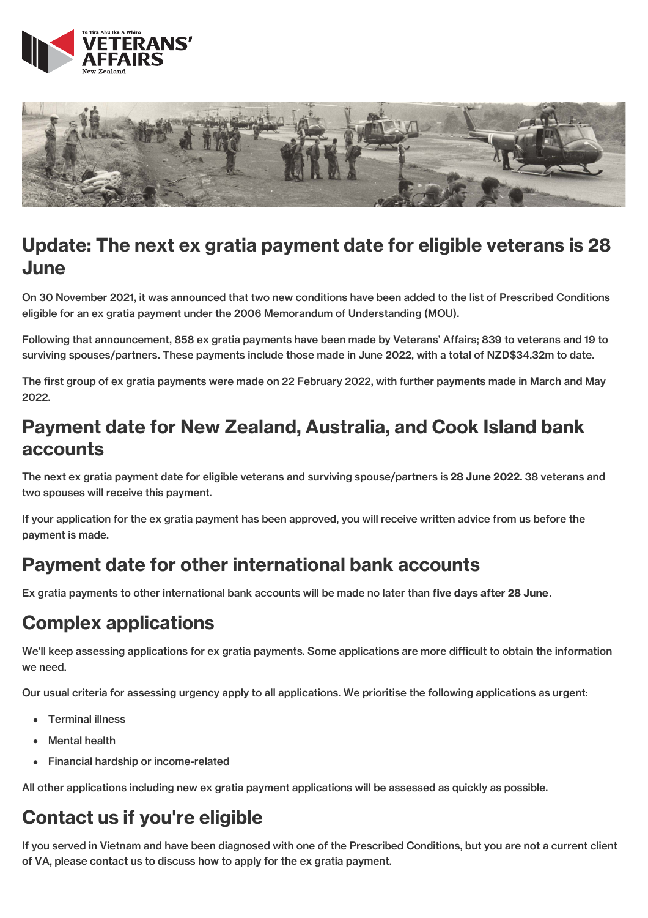## Update: The next ex gratia payment date for eligible veterans is 28 June

On 30 November 2021, it was announced that two new conditions have been added to the list of Prescribed Conditions eligible for an ex gratia payment under the 2006 Memorandum of Understanding (MOU).

Following that announcement, 858 ex gratia payments have been made by Veterans' Affairs; 839 to veterans and 19 to surviving spouses/partners. These payments include those made in June 2022, with a total of NZD$34.32m to date.

The first group of ex gratia payments were made on 22 February 2022, with further payments made in March and May 2022.

## Payment date for New Zealand, Australia, and Cook Island bank accounts

The next ex gratia payment date for eligible veterans and surviving spouse/partners is **28 June 2022.** 38 veterans and two spouses will receive this payment.

If your application for the ex gratia payment has been approved, you will receive written advice from us before the payment is made.

## Payment date for other international bank accounts

Ex gratia payments to other international bank accounts will be made no later than **five days after 28 June**.

## Complex applications

We'll keep assessing applications for ex gratia payments. Some applications are more difficult to obtain the information we need.

Our usual criteria for assessing urgency apply to all applications. We prioritise the following applications as urgent:

- Terminal illness
- Mental health
- Financial hardship or income-related

All other applications including new ex gratia payment applications will be assessed as quickly as possible.

## Contact us if you're eligible

If you served in Vietnam and have been diagnosed with one of the Prescribed Conditions, but you are not a current client of VA, please contact us to discuss how to apply for the ex gratia payment.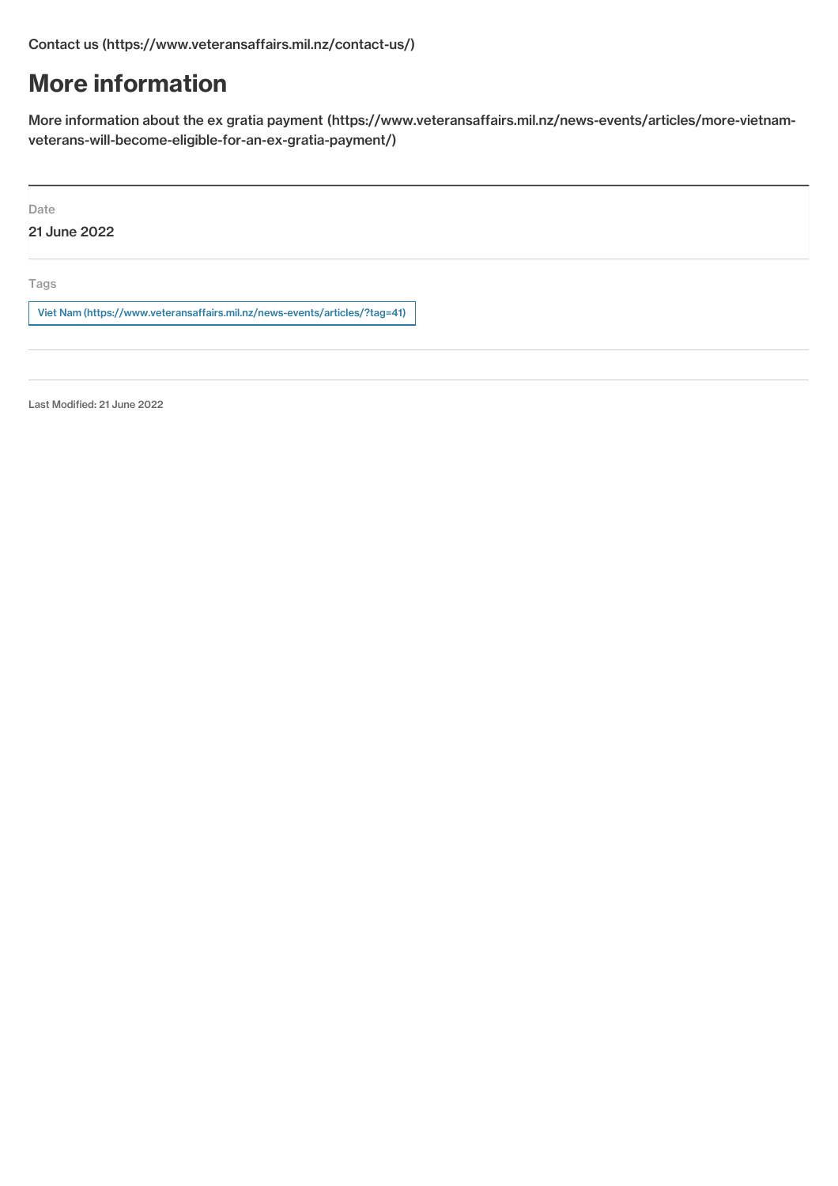Contact us (https://www.veteransaffairs.mil.nz/contact-us/)

## More information

More information about the ex gratia payment (https://www.veteransaffairs.mil.nz/news-events/articles/more-vietnam-veterans-will-become-eligible-for-an-ex-gratia-payment/)

Date

21 June 2022

Tags

Viet Nam (https://www.veteransaffairs.mil.nz/news-events/articles/?tag=41)

Last Modified: 21 June 2022